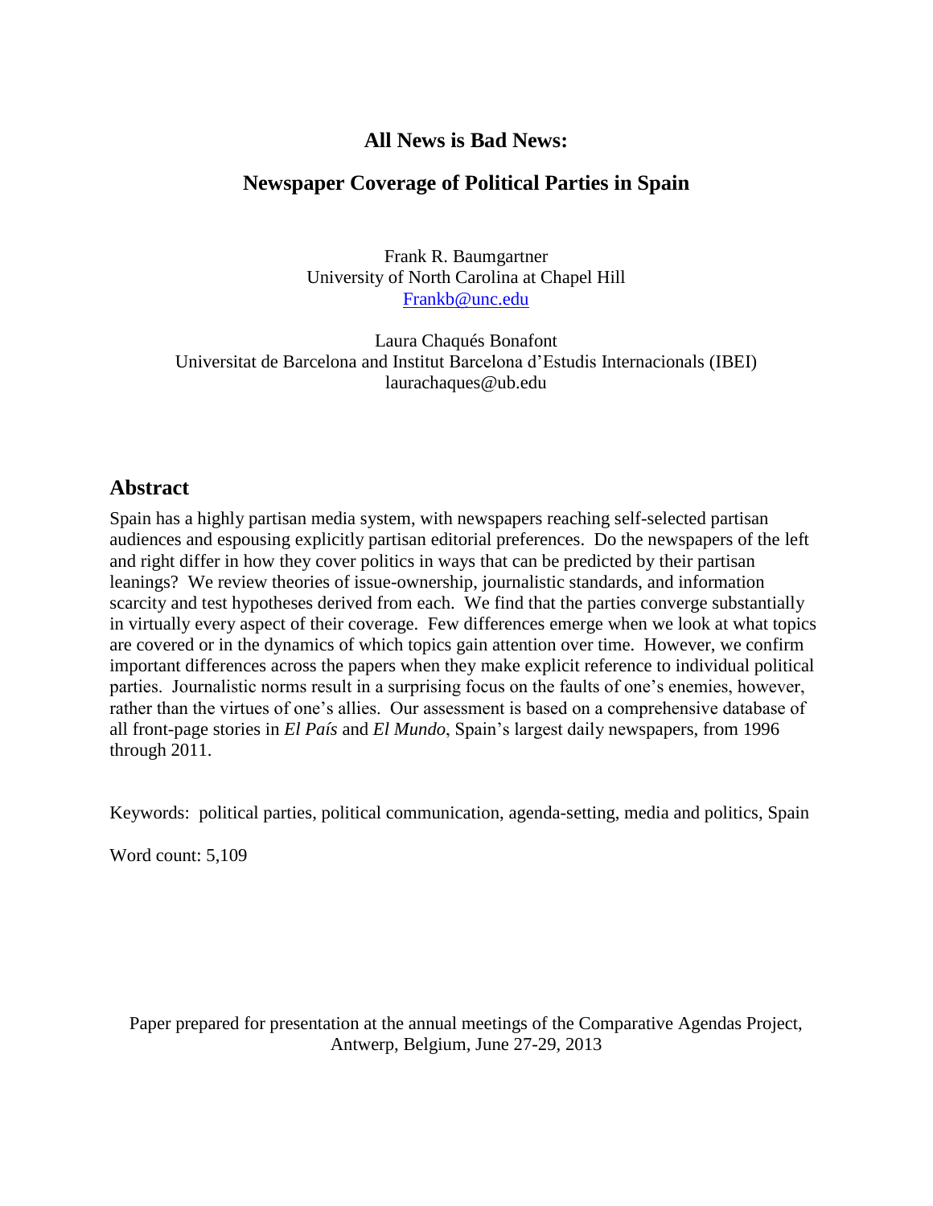# All News is Bad News:

# Newspaper Coverage of Political Parties in Spain

Frank R. Baumgartner
University of North Carolina at Chapel Hill
Frankb@unc.edu

Laura Chaqués Bonafont
Universitat de Barcelona and Institut Barcelona d'Estudis Internacionals (IBEI)
laurachaques@ub.edu

## Abstract

Spain has a highly partisan media system, with newspapers reaching self-selected partisan audiences and espousing explicitly partisan editorial preferences. Do the newspapers of the left and right differ in how they cover politics in ways that can be predicted by their partisan leanings? We review theories of issue-ownership, journalistic standards, and information scarcity and test hypotheses derived from each. We find that the parties converge substantially in virtually every aspect of their coverage. Few differences emerge when we look at what topics are covered or in the dynamics of which topics gain attention over time. However, we confirm important differences across the papers when they make explicit reference to individual political parties. Journalistic norms result in a surprising focus on the faults of one's enemies, however, rather than the virtues of one's allies. Our assessment is based on a comprehensive database of all front-page stories in *El País* and *El Mundo*, Spain's largest daily newspapers, from 1996 through 2011.

Keywords: political parties, political communication, agenda-setting, media and politics, Spain

Word count: 5,109

Paper prepared for presentation at the annual meetings of the Comparative Agendas Project, Antwerp, Belgium, June 27-29, 2013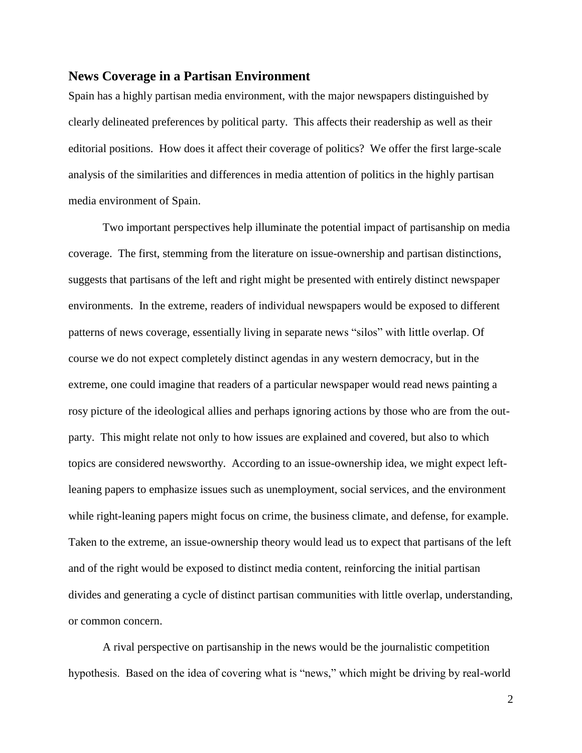## News Coverage in a Partisan Environment

Spain has a highly partisan media environment, with the major newspapers distinguished by clearly delineated preferences by political party. This affects their readership as well as their editorial positions. How does it affect their coverage of politics? We offer the first large-scale analysis of the similarities and differences in media attention of politics in the highly partisan media environment of Spain.

Two important perspectives help illuminate the potential impact of partisanship on media coverage. The first, stemming from the literature on issue-ownership and partisan distinctions, suggests that partisans of the left and right might be presented with entirely distinct newspaper environments. In the extreme, readers of individual newspapers would be exposed to different patterns of news coverage, essentially living in separate news "silos" with little overlap. Of course we do not expect completely distinct agendas in any western democracy, but in the extreme, one could imagine that readers of a particular newspaper would read news painting a rosy picture of the ideological allies and perhaps ignoring actions by those who are from the out-party. This might relate not only to how issues are explained and covered, but also to which topics are considered newsworthy. According to an issue-ownership idea, we might expect left-leaning papers to emphasize issues such as unemployment, social services, and the environment while right-leaning papers might focus on crime, the business climate, and defense, for example. Taken to the extreme, an issue-ownership theory would lead us to expect that partisans of the left and of the right would be exposed to distinct media content, reinforcing the initial partisan divides and generating a cycle of distinct partisan communities with little overlap, understanding, or common concern.

A rival perspective on partisanship in the news would be the journalistic competition hypothesis. Based on the idea of covering what is "news," which might be driving by real-world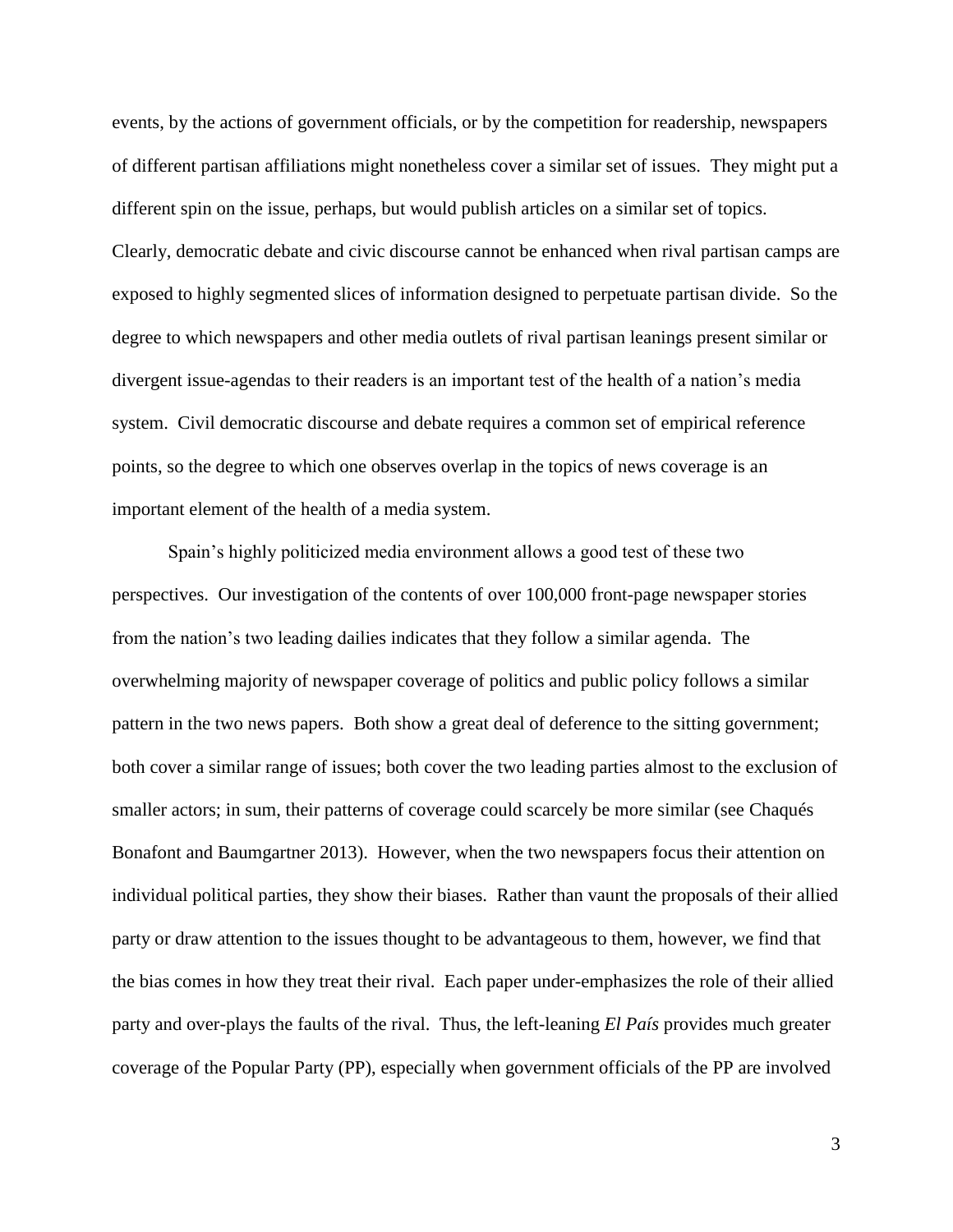events, by the actions of government officials, or by the competition for readership, newspapers of different partisan affiliations might nonetheless cover a similar set of issues. They might put a different spin on the issue, perhaps, but would publish articles on a similar set of topics. Clearly, democratic debate and civic discourse cannot be enhanced when rival partisan camps are exposed to highly segmented slices of information designed to perpetuate partisan divide. So the degree to which newspapers and other media outlets of rival partisan leanings present similar or divergent issue-agendas to their readers is an important test of the health of a nation's media system. Civil democratic discourse and debate requires a common set of empirical reference points, so the degree to which one observes overlap in the topics of news coverage is an important element of the health of a media system.

Spain's highly politicized media environment allows a good test of these two perspectives. Our investigation of the contents of over 100,000 front-page newspaper stories from the nation's two leading dailies indicates that they follow a similar agenda. The overwhelming majority of newspaper coverage of politics and public policy follows a similar pattern in the two news papers. Both show a great deal of deference to the sitting government; both cover a similar range of issues; both cover the two leading parties almost to the exclusion of smaller actors; in sum, their patterns of coverage could scarcely be more similar (see Chaqués Bonafont and Baumgartner 2013). However, when the two newspapers focus their attention on individual political parties, they show their biases. Rather than vaunt the proposals of their allied party or draw attention to the issues thought to be advantageous to them, however, we find that the bias comes in how they treat their rival. Each paper under-emphasizes the role of their allied party and over-plays the faults of the rival. Thus, the left-leaning *El País* provides much greater coverage of the Popular Party (PP), especially when government officials of the PP are involved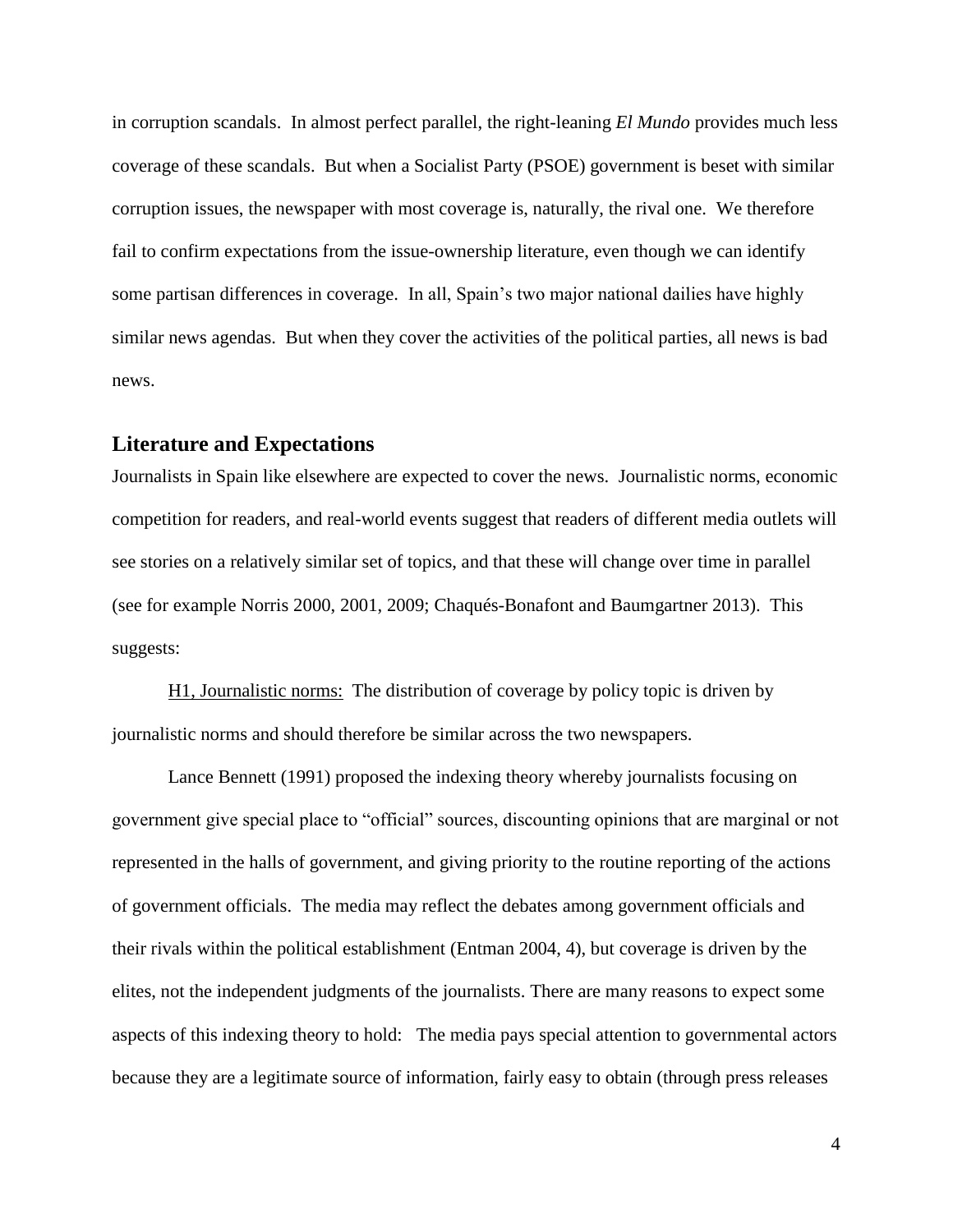in corruption scandals. In almost perfect parallel, the right-leaning *El Mundo* provides much less coverage of these scandals. But when a Socialist Party (PSOE) government is beset with similar corruption issues, the newspaper with most coverage is, naturally, the rival one. We therefore fail to confirm expectations from the issue-ownership literature, even though we can identify some partisan differences in coverage. In all, Spain's two major national dailies have highly similar news agendas. But when they cover the activities of the political parties, all news is bad news.

## Literature and Expectations

Journalists in Spain like elsewhere are expected to cover the news. Journalistic norms, economic competition for readers, and real-world events suggest that readers of different media outlets will see stories on a relatively similar set of topics, and that these will change over time in parallel (see for example Norris 2000, 2001, 2009; Chaqués-Bonafont and Baumgartner 2013). This suggests:

H1, Journalistic norms: The distribution of coverage by policy topic is driven by journalistic norms and should therefore be similar across the two newspapers.

Lance Bennett (1991) proposed the indexing theory whereby journalists focusing on government give special place to "official" sources, discounting opinions that are marginal or not represented in the halls of government, and giving priority to the routine reporting of the actions of government officials. The media may reflect the debates among government officials and their rivals within the political establishment (Entman 2004, 4), but coverage is driven by the elites, not the independent judgments of the journalists. There are many reasons to expect some aspects of this indexing theory to hold: The media pays special attention to governmental actors because they are a legitimate source of information, fairly easy to obtain (through press releases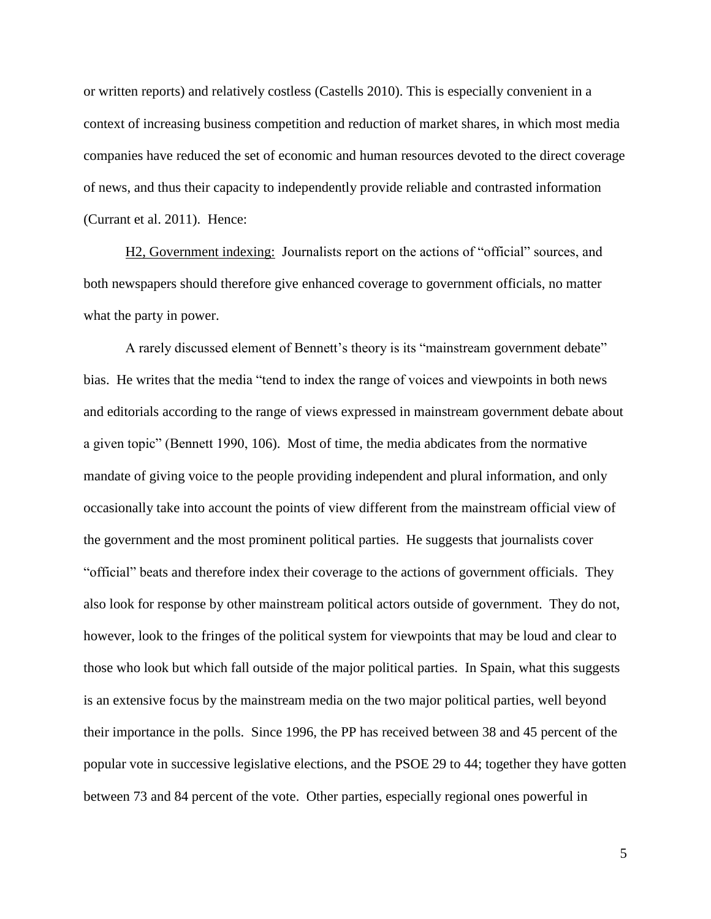or written reports) and relatively costless (Castells 2010). This is especially convenient in a context of increasing business competition and reduction of market shares, in which most media companies have reduced the set of economic and human resources devoted to the direct coverage of news, and thus their capacity to independently provide reliable and contrasted information (Currant et al. 2011). Hence:

<u>H2, Government indexing:</u> Journalists report on the actions of "official" sources, and both newspapers should therefore give enhanced coverage to government officials, no matter what the party in power.

A rarely discussed element of Bennett's theory is its "mainstream government debate" bias. He writes that the media "tend to index the range of voices and viewpoints in both news and editorials according to the range of views expressed in mainstream government debate about a given topic" (Bennett 1990, 106). Most of time, the media abdicates from the normative mandate of giving voice to the people providing independent and plural information, and only occasionally take into account the points of view different from the mainstream official view of the government and the most prominent political parties. He suggests that journalists cover "official" beats and therefore index their coverage to the actions of government officials. They also look for response by other mainstream political actors outside of government. They do not, however, look to the fringes of the political system for viewpoints that may be loud and clear to those who look but which fall outside of the major political parties. In Spain, what this suggests is an extensive focus by the mainstream media on the two major political parties, well beyond their importance in the polls. Since 1996, the PP has received between 38 and 45 percent of the popular vote in successive legislative elections, and the PSOE 29 to 44; together they have gotten between 73 and 84 percent of the vote. Other parties, especially regional ones powerful in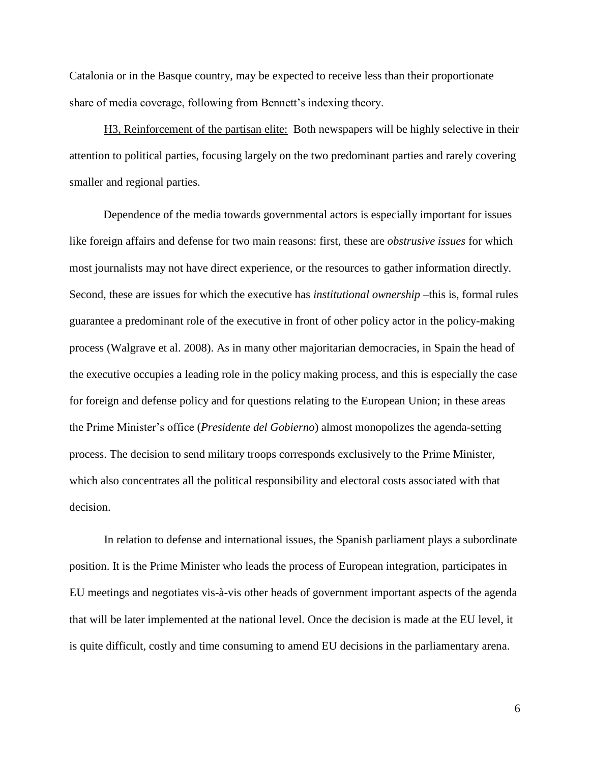Catalonia or in the Basque country, may be expected to receive less than their proportionate share of media coverage, following from Bennett's indexing theory.

<u>H3, Reinforcement of the partisan elite:</u> Both newspapers will be highly selective in their attention to political parties, focusing largely on the two predominant parties and rarely covering smaller and regional parties.

Dependence of the media towards governmental actors is especially important for issues like foreign affairs and defense for two main reasons: first, these are *obstrusive issues* for which most journalists may not have direct experience, or the resources to gather information directly. Second, these are issues for which the executive has *institutional ownership* –this is, formal rules guarantee a predominant role of the executive in front of other policy actor in the policy-making process (Walgrave et al. 2008). As in many other majoritarian democracies, in Spain the head of the executive occupies a leading role in the policy making process, and this is especially the case for foreign and defense policy and for questions relating to the European Union; in these areas the Prime Minister's office (*Presidente del Gobierno*) almost monopolizes the agenda-setting process. The decision to send military troops corresponds exclusively to the Prime Minister, which also concentrates all the political responsibility and electoral costs associated with that decision.

In relation to defense and international issues, the Spanish parliament plays a subordinate position. It is the Prime Minister who leads the process of European integration, participates in EU meetings and negotiates vis-à-vis other heads of government important aspects of the agenda that will be later implemented at the national level. Once the decision is made at the EU level, it is quite difficult, costly and time consuming to amend EU decisions in the parliamentary arena.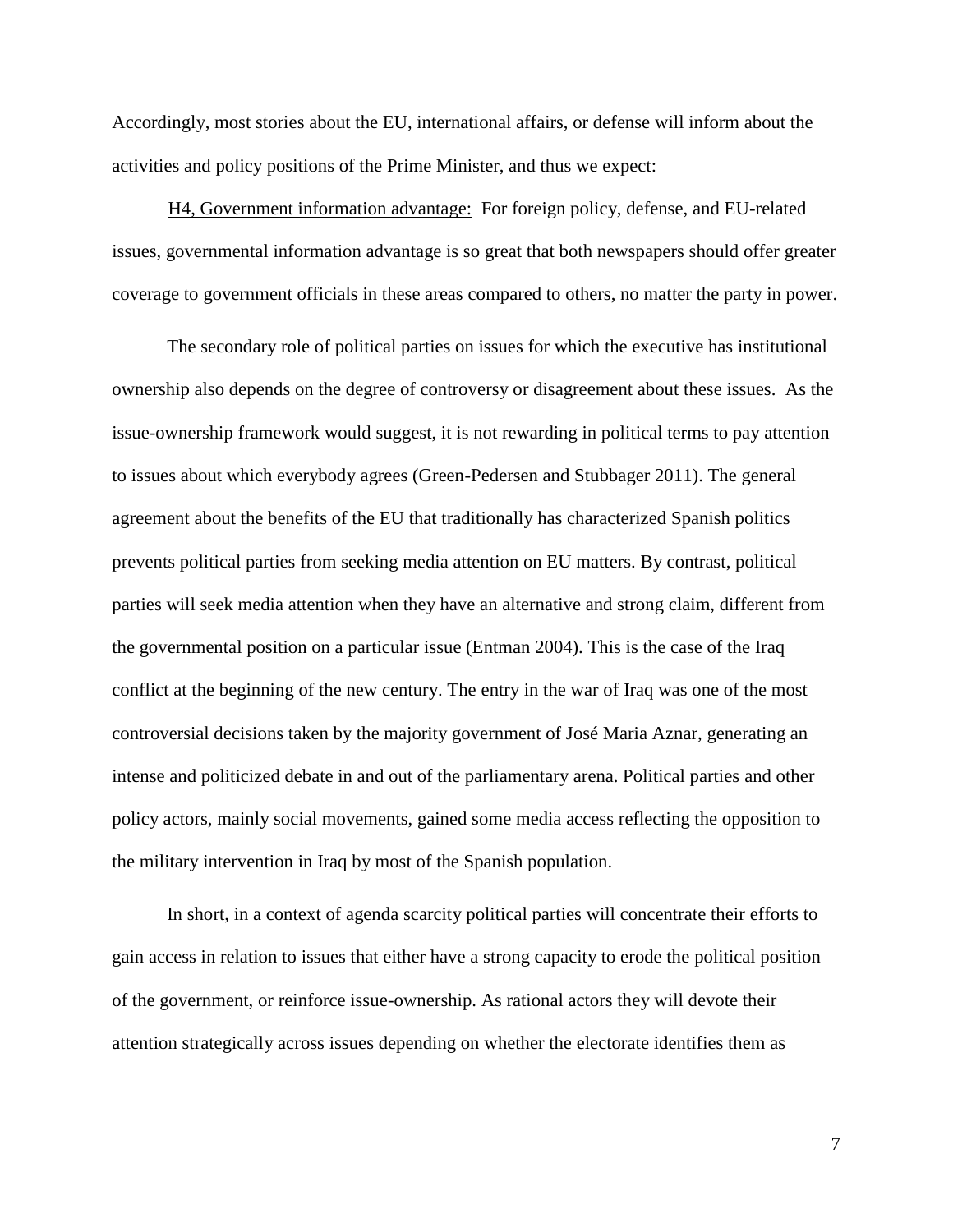Accordingly, most stories about the EU, international affairs, or defense will inform about the activities and policy positions of the Prime Minister, and thus we expect:

H4, Government information advantage: For foreign policy, defense, and EU-related issues, governmental information advantage is so great that both newspapers should offer greater coverage to government officials in these areas compared to others, no matter the party in power.

The secondary role of political parties on issues for which the executive has institutional ownership also depends on the degree of controversy or disagreement about these issues. As the issue-ownership framework would suggest, it is not rewarding in political terms to pay attention to issues about which everybody agrees (Green-Pedersen and Stubbager 2011). The general agreement about the benefits of the EU that traditionally has characterized Spanish politics prevents political parties from seeking media attention on EU matters. By contrast, political parties will seek media attention when they have an alternative and strong claim, different from the governmental position on a particular issue (Entman 2004). This is the case of the Iraq conflict at the beginning of the new century. The entry in the war of Iraq was one of the most controversial decisions taken by the majority government of José Maria Aznar, generating an intense and politicized debate in and out of the parliamentary arena. Political parties and other policy actors, mainly social movements, gained some media access reflecting the opposition to the military intervention in Iraq by most of the Spanish population.

In short, in a context of agenda scarcity political parties will concentrate their efforts to gain access in relation to issues that either have a strong capacity to erode the political position of the government, or reinforce issue-ownership. As rational actors they will devote their attention strategically across issues depending on whether the electorate identifies them as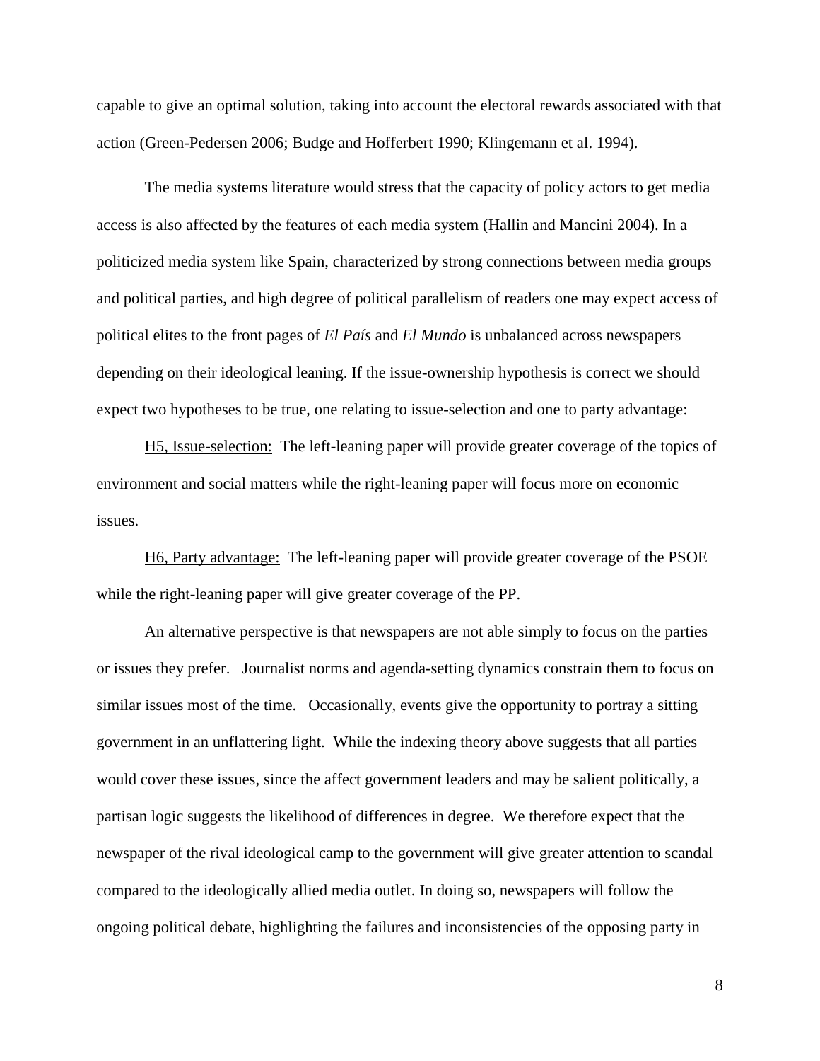capable to give an optimal solution, taking into account the electoral rewards associated with that action (Green-Pedersen 2006; Budge and Hofferbert 1990; Klingemann et al. 1994).

The media systems literature would stress that the capacity of policy actors to get media access is also affected by the features of each media system (Hallin and Mancini 2004). In a politicized media system like Spain, characterized by strong connections between media groups and political parties, and high degree of political parallelism of readers one may expect access of political elites to the front pages of *El País* and *El Mundo* is unbalanced across newspapers depending on their ideological leaning. If the issue-ownership hypothesis is correct we should expect two hypotheses to be true, one relating to issue-selection and one to party advantage:

<u>H5, Issue-selection:</u> The left-leaning paper will provide greater coverage of the topics of environment and social matters while the right-leaning paper will focus more on economic issues.

<u>H6, Party advantage:</u> The left-leaning paper will provide greater coverage of the PSOE while the right-leaning paper will give greater coverage of the PP.

An alternative perspective is that newspapers are not able simply to focus on the parties or issues they prefer. Journalist norms and agenda-setting dynamics constrain them to focus on similar issues most of the time. Occasionally, events give the opportunity to portray a sitting government in an unflattering light. While the indexing theory above suggests that all parties would cover these issues, since the affect government leaders and may be salient politically, a partisan logic suggests the likelihood of differences in degree. We therefore expect that the newspaper of the rival ideological camp to the government will give greater attention to scandal compared to the ideologically allied media outlet. In doing so, newspapers will follow the ongoing political debate, highlighting the failures and inconsistencies of the opposing party in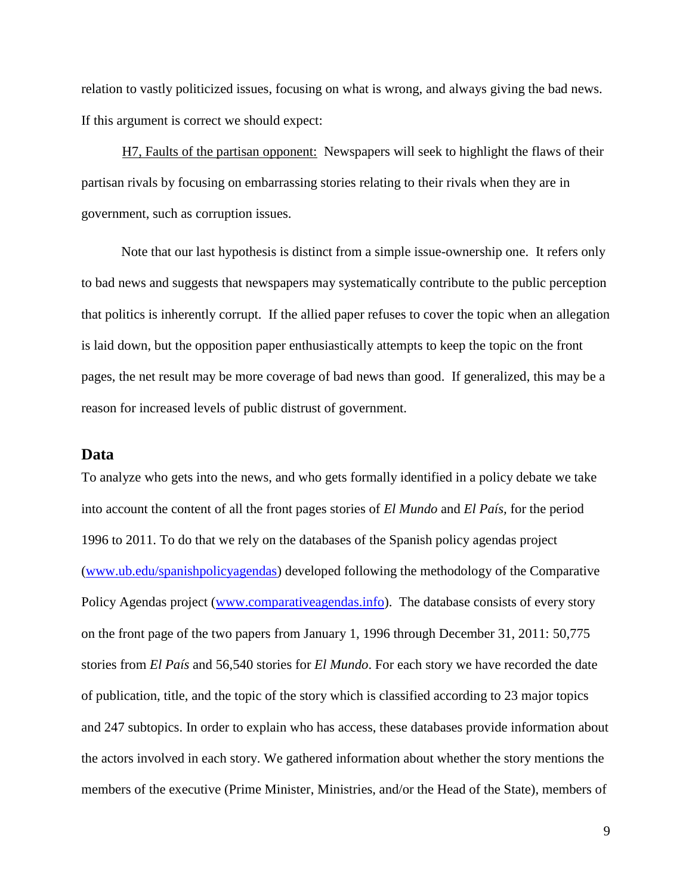relation to vastly politicized issues, focusing on what is wrong, and always giving the bad news. If this argument is correct we should expect:

H7, Faults of the partisan opponent: Newspapers will seek to highlight the flaws of their partisan rivals by focusing on embarrassing stories relating to their rivals when they are in government, such as corruption issues.

Note that our last hypothesis is distinct from a simple issue-ownership one. It refers only to bad news and suggests that newspapers may systematically contribute to the public perception that politics is inherently corrupt. If the allied paper refuses to cover the topic when an allegation is laid down, but the opposition paper enthusiastically attempts to keep the topic on the front pages, the net result may be more coverage of bad news than good. If generalized, this may be a reason for increased levels of public distrust of government.

## Data

To analyze who gets into the news, and who gets formally identified in a policy debate we take into account the content of all the front pages stories of *El Mundo* and *El País,* for the period 1996 to 2011. To do that we rely on the databases of the Spanish policy agendas project (www.ub.edu/spanishpolicyagendas) developed following the methodology of the Comparative Policy Agendas project (www.comparativeagendas.info). The database consists of every story on the front page of the two papers from January 1, 1996 through December 31, 2011: 50,775 stories from *El País* and 56,540 stories for *El Mundo*. For each story we have recorded the date of publication, title, and the topic of the story which is classified according to 23 major topics and 247 subtopics. In order to explain who has access, these databases provide information about the actors involved in each story. We gathered information about whether the story mentions the members of the executive (Prime Minister, Ministries, and/or the Head of the State), members of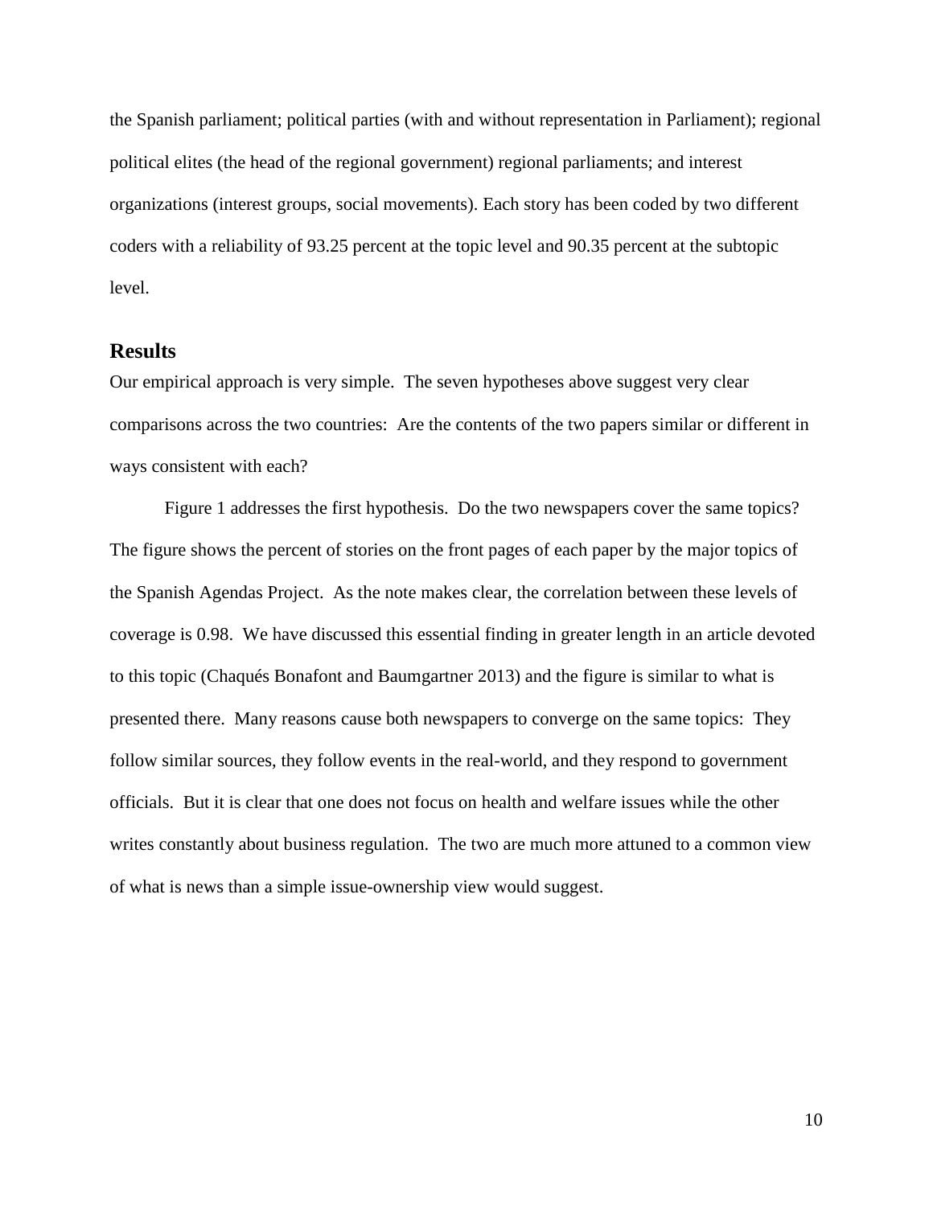the Spanish parliament; political parties (with and without representation in Parliament); regional political elites (the head of the regional government) regional parliaments; and interest organizations (interest groups, social movements). Each story has been coded by two different coders with a reliability of 93.25 percent at the topic level and 90.35 percent at the subtopic level.

## Results

Our empirical approach is very simple. The seven hypotheses above suggest very clear comparisons across the two countries: Are the contents of the two papers similar or different in ways consistent with each?

Figure 1 addresses the first hypothesis. Do the two newspapers cover the same topics? The figure shows the percent of stories on the front pages of each paper by the major topics of the Spanish Agendas Project. As the note makes clear, the correlation between these levels of coverage is 0.98. We have discussed this essential finding in greater length in an article devoted to this topic (Chaqués Bonafont and Baumgartner 2013) and the figure is similar to what is presented there. Many reasons cause both newspapers to converge on the same topics: They follow similar sources, they follow events in the real-world, and they respond to government officials. But it is clear that one does not focus on health and welfare issues while the other writes constantly about business regulation. The two are much more attuned to a common view of what is news than a simple issue-ownership view would suggest.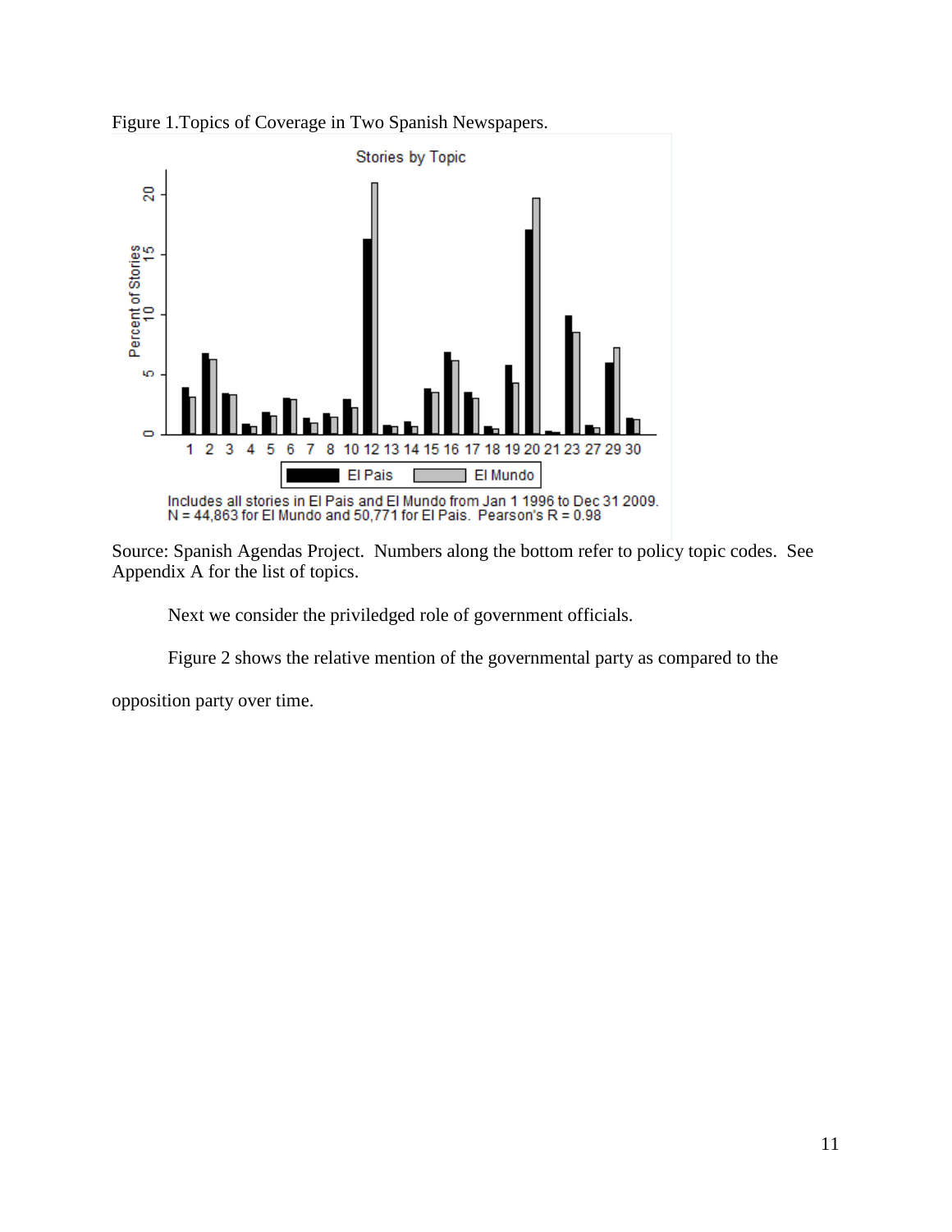Figure 1.Topics of Coverage in Two Spanish Newspapers.

Source: Spanish Agendas Project. Numbers along the bottom refer to policy topic codes. See Appendix A for the list of topics.

Next we consider the priviledged role of government officials.

Figure 2 shows the relative mention of the governmental party as compared to the opposition party over time.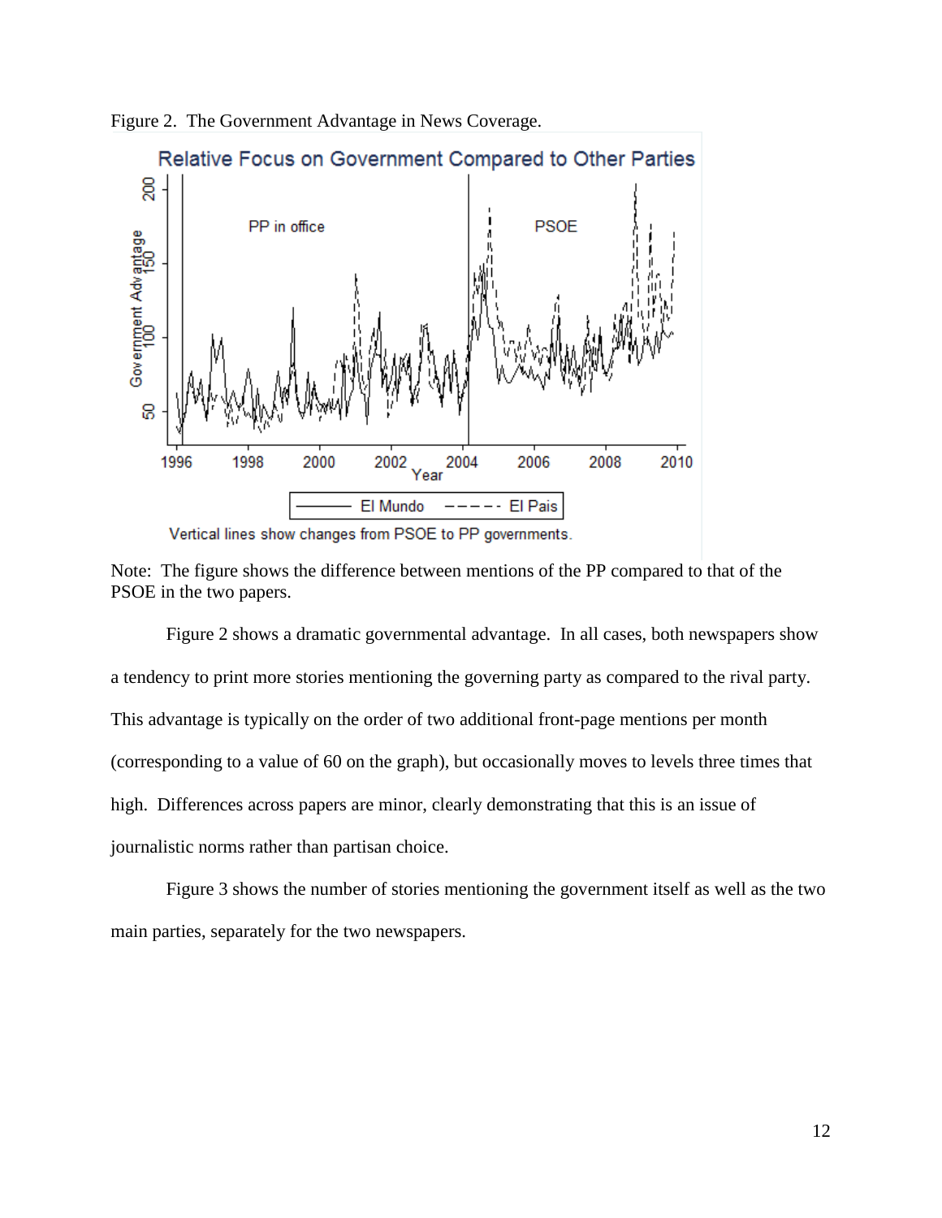Figure 2. The Government Advantage in News Coverage.

Note: The figure shows the difference between mentions of the PP compared to that of the PSOE in the two papers.

Figure 2 shows a dramatic governmental advantage. In all cases, both newspapers show a tendency to print more stories mentioning the governing party as compared to the rival party. This advantage is typically on the order of two additional front-page mentions per month (corresponding to a value of 60 on the graph), but occasionally moves to levels three times that high. Differences across papers are minor, clearly demonstrating that this is an issue of journalistic norms rather than partisan choice.

Figure 3 shows the number of stories mentioning the government itself as well as the two main parties, separately for the two newspapers.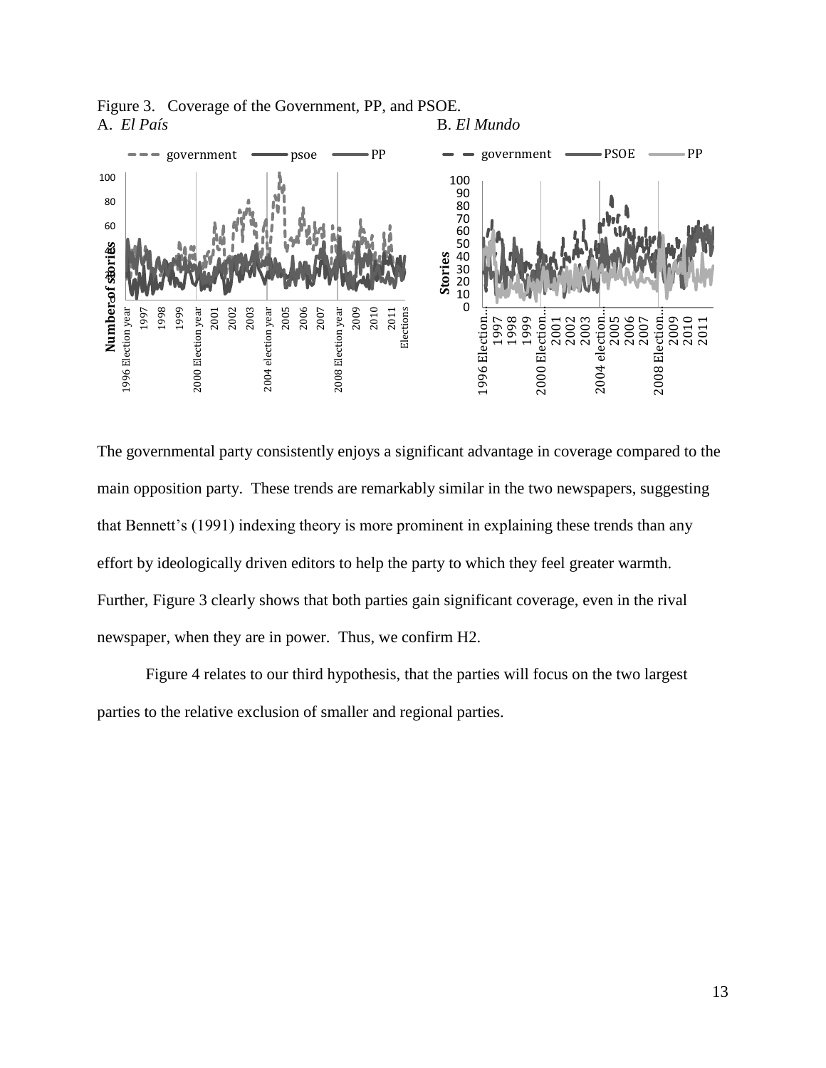Figure 3. Coverage of the Government, PP, and PSOE.
A. *El País* B. *El Mundo*

The governmental party consistently enjoys a significant advantage in coverage compared to the main opposition party. These trends are remarkably similar in the two newspapers, suggesting that Bennett's (1991) indexing theory is more prominent in explaining these trends than any effort by ideologically driven editors to help the party to which they feel greater warmth. Further, Figure 3 clearly shows that both parties gain significant coverage, even in the rival newspaper, when they are in power. Thus, we confirm H2.

Figure 4 relates to our third hypothesis, that the parties will focus on the two largest parties to the relative exclusion of smaller and regional parties.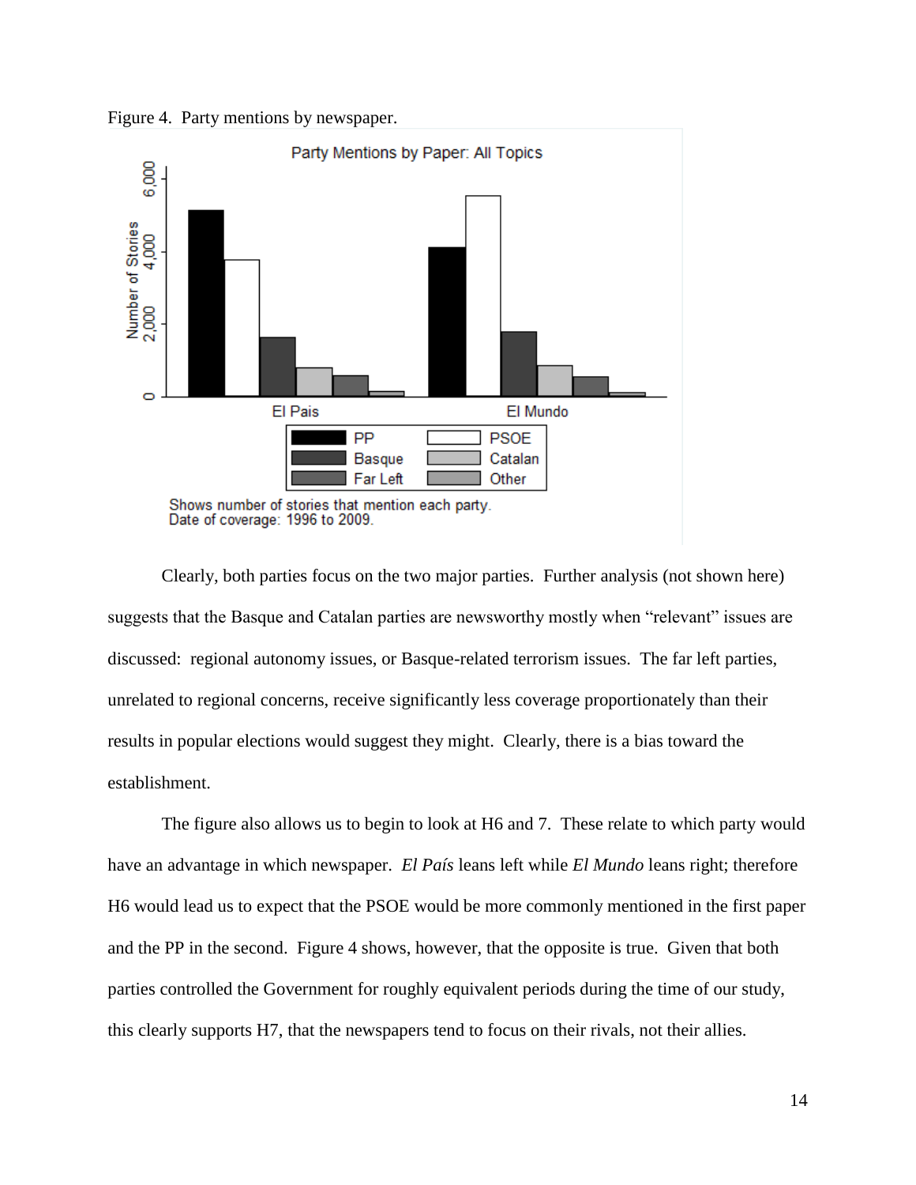Figure 4. Party mentions by newspaper.

Clearly, both parties focus on the two major parties. Further analysis (not shown here) suggests that the Basque and Catalan parties are newsworthy mostly when "relevant" issues are discussed: regional autonomy issues, or Basque-related terrorism issues. The far left parties, unrelated to regional concerns, receive significantly less coverage proportionately than their results in popular elections would suggest they might. Clearly, there is a bias toward the establishment.

The figure also allows us to begin to look at H6 and 7. These relate to which party would have an advantage in which newspaper. *El País* leans left while *El Mundo* leans right; therefore H6 would lead us to expect that the PSOE would be more commonly mentioned in the first paper and the PP in the second. Figure 4 shows, however, that the opposite is true. Given that both parties controlled the Government for roughly equivalent periods during the time of our study, this clearly supports H7, that the newspapers tend to focus on their rivals, not their allies.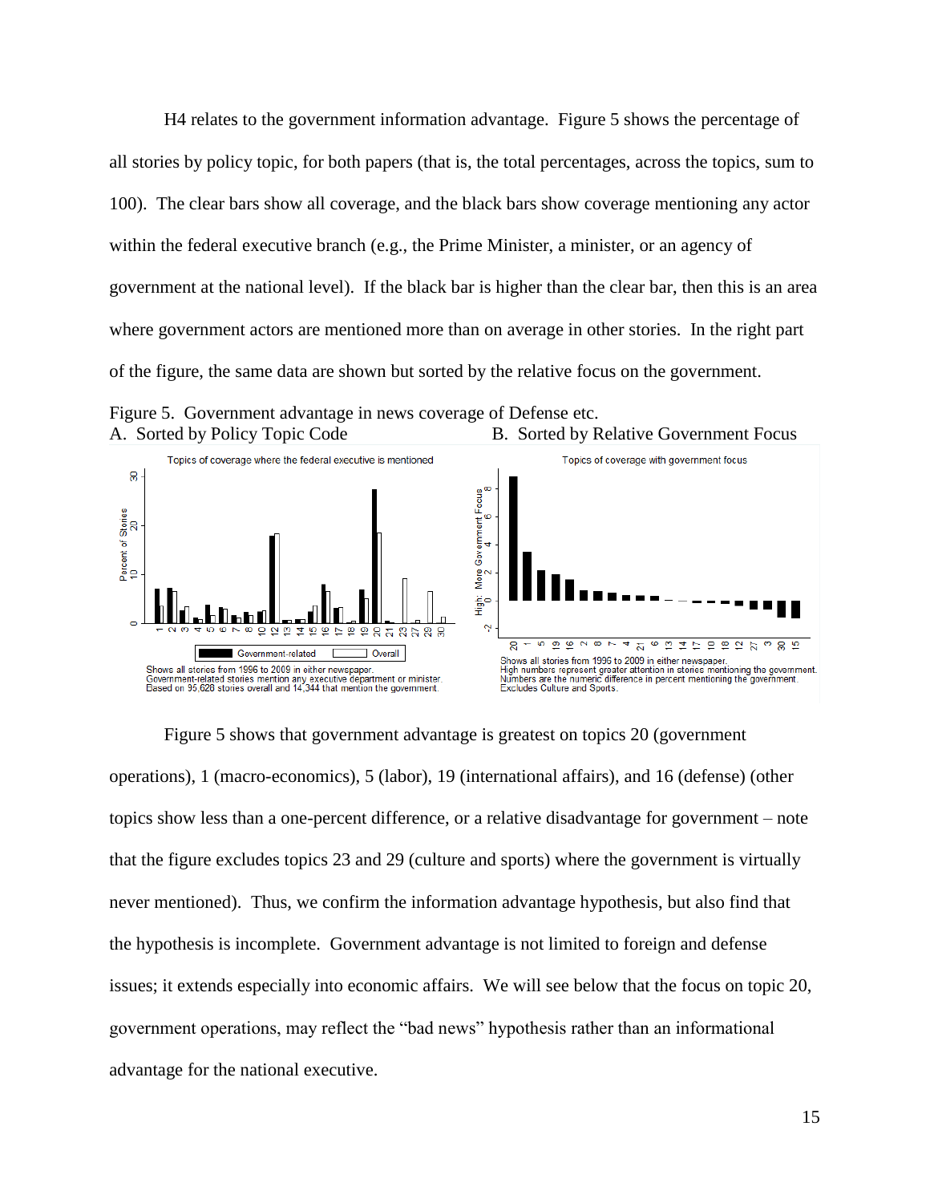H4 relates to the government information advantage. Figure 5 shows the percentage of all stories by policy topic, for both papers (that is, the total percentages, across the topics, sum to 100). The clear bars show all coverage, and the black bars show coverage mentioning any actor within the federal executive branch (e.g., the Prime Minister, a minister, or an agency of government at the national level). If the black bar is higher than the clear bar, then this is an area where government actors are mentioned more than on average in other stories. In the right part of the figure, the same data are shown but sorted by the relative focus on the government.

Figure 5. Government advantage in news coverage of Defense etc.

A. Sorted by Policy Topic Code

B. Sorted by Relative Government Focus

Topics of coverage where the federal executive is mentioned

Shows all stories from 1996 to 2009 in either newspaper.
Government-related stories mention any executive department or minister.
Based on 95,628 stories overall and 14,344 that mention the government.

Topics of coverage with government focus

Shows all stories from 1996 to 2009 in either newspaper.
High numbers represent greater attention in stories mentioning the government.
Numbers are the numeric difference in percent mentioning the government.
Excludes Culture and Sports.

Figure 5 shows that government advantage is greatest on topics 20 (government operations), 1 (macro-economics), 5 (labor), 19 (international affairs), and 16 (defense) (other topics show less than a one-percent difference, or a relative disadvantage for government – note that the figure excludes topics 23 and 29 (culture and sports) where the government is virtually never mentioned). Thus, we confirm the information advantage hypothesis, but also find that the hypothesis is incomplete. Government advantage is not limited to foreign and defense issues; it extends especially into economic affairs. We will see below that the focus on topic 20, government operations, may reflect the "bad news" hypothesis rather than an informational advantage for the national executive.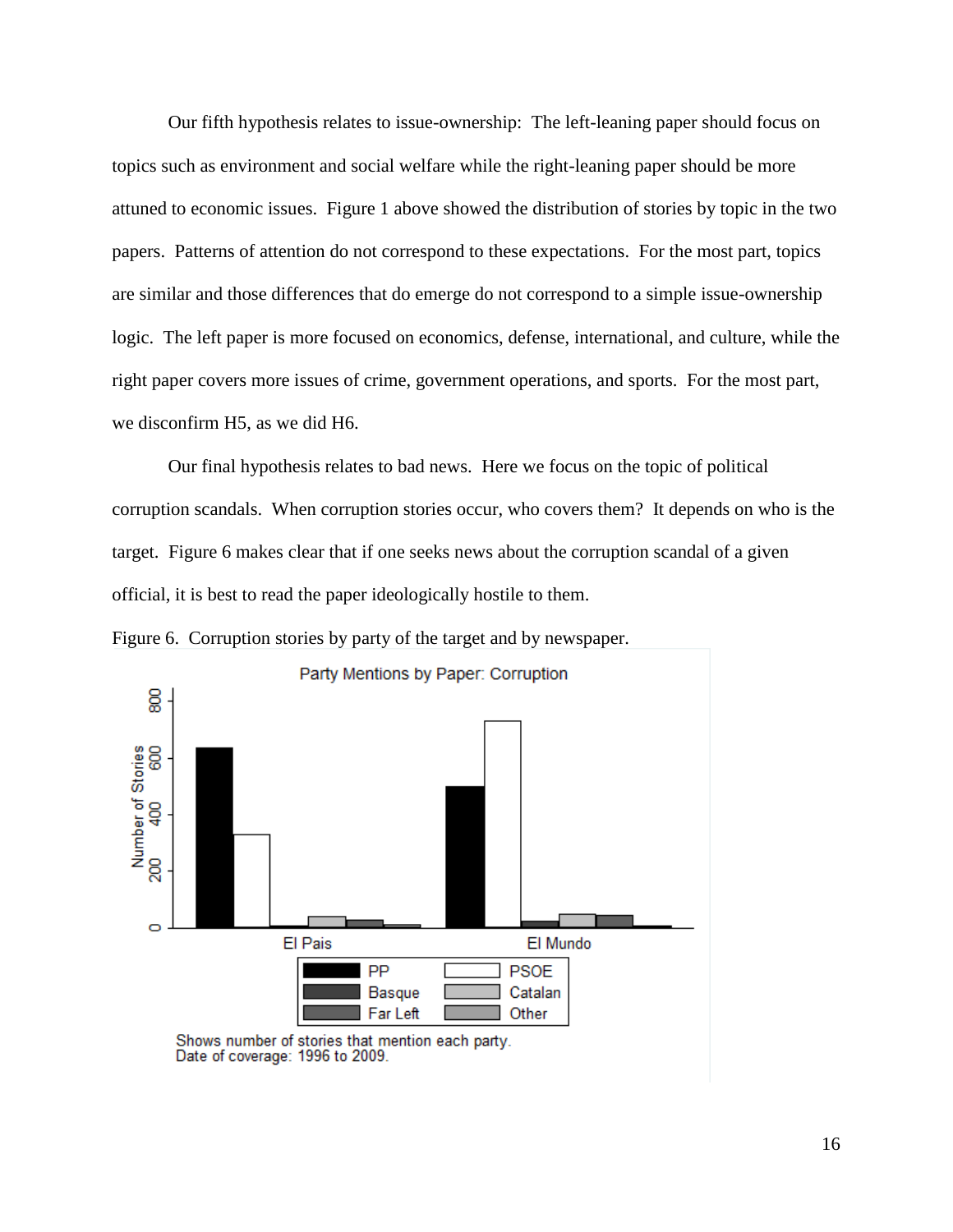Our fifth hypothesis relates to issue-ownership: The left-leaning paper should focus on topics such as environment and social welfare while the right-leaning paper should be more attuned to economic issues. Figure 1 above showed the distribution of stories by topic in the two papers. Patterns of attention do not correspond to these expectations. For the most part, topics are similar and those differences that do emerge do not correspond to a simple issue-ownership logic. The left paper is more focused on economics, defense, international, and culture, while the right paper covers more issues of crime, government operations, and sports. For the most part, we disconfirm H5, as we did H6.

Our final hypothesis relates to bad news. Here we focus on the topic of political corruption scandals. When corruption stories occur, who covers them? It depends on who is the target. Figure 6 makes clear that if one seeks news about the corruption scandal of a given official, it is best to read the paper ideologically hostile to them.

Figure 6. Corruption stories by party of the target and by newspaper.

Party Mentions by Paper: Corruption

Shows number of stories that mention each party.
Date of coverage: 1996 to 2009.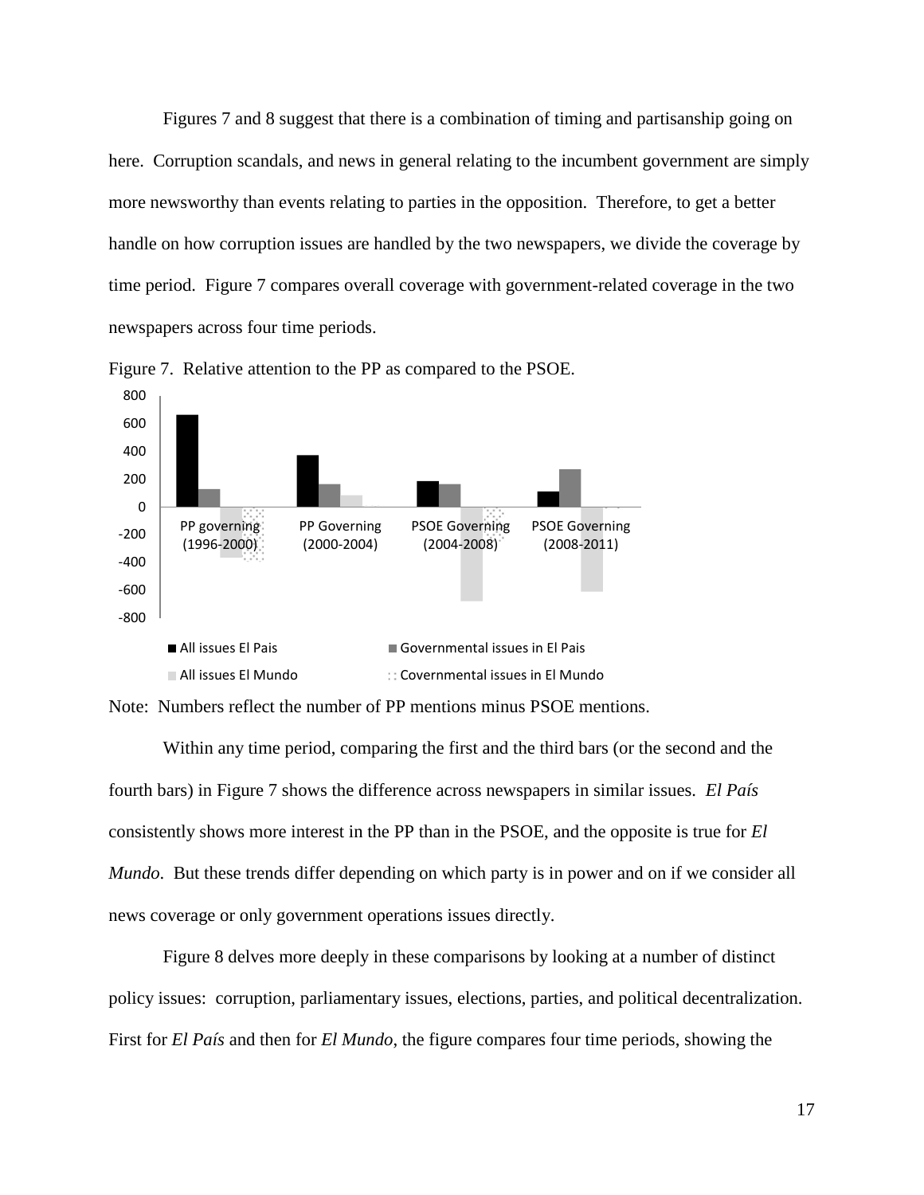Figures 7 and 8 suggest that there is a combination of timing and partisanship going on here. Corruption scandals, and news in general relating to the incumbent government are simply more newsworthy than events relating to parties in the opposition. Therefore, to get a better handle on how corruption issues are handled by the two newspapers, we divide the coverage by time period. Figure 7 compares overall coverage with government-related coverage in the two newspapers across four time periods.

Figure 7. Relative attention to the PP as compared to the PSOE.

Note: Numbers reflect the number of PP mentions minus PSOE mentions.

Within any time period, comparing the first and the third bars (or the second and the fourth bars) in Figure 7 shows the difference across newspapers in similar issues. *El País* consistently shows more interest in the PP than in the PSOE, and the opposite is true for *El Mundo*. But these trends differ depending on which party is in power and on if we consider all news coverage or only government operations issues directly.

Figure 8 delves more deeply in these comparisons by looking at a number of distinct policy issues: corruption, parliamentary issues, elections, parties, and political decentralization. First for *El País* and then for *El Mundo*, the figure compares four time periods, showing the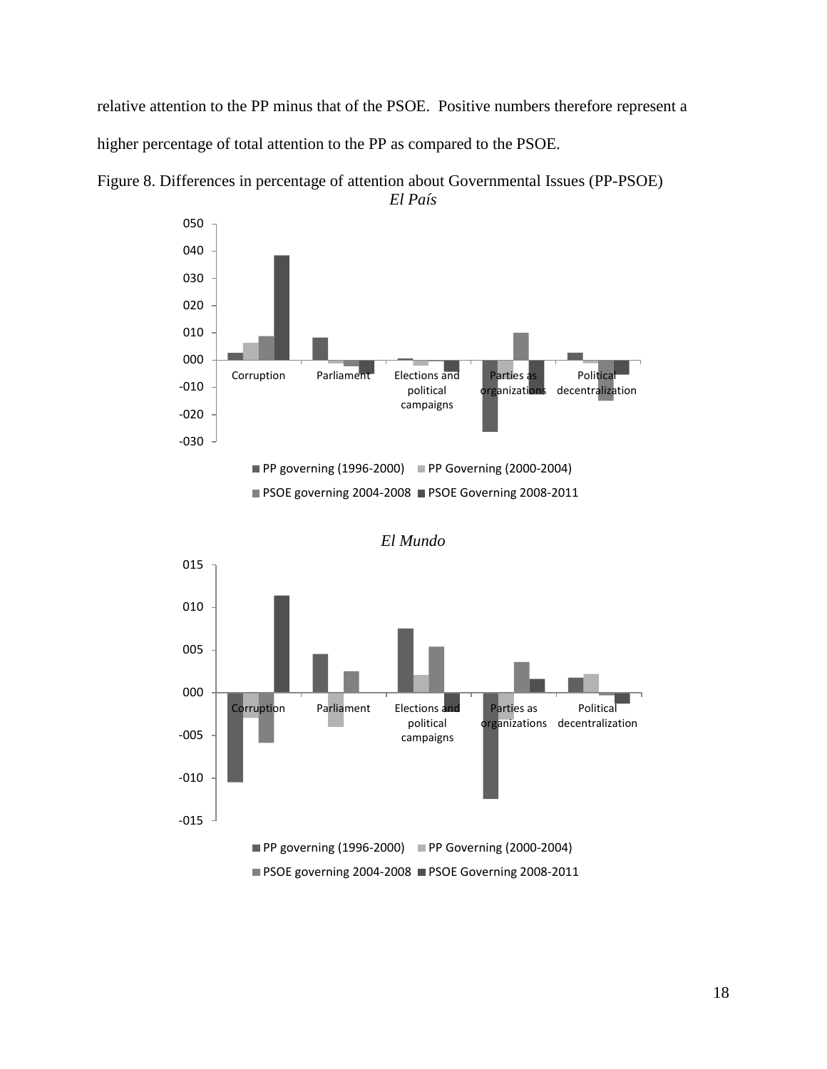relative attention to the PP minus that of the PSOE. Positive numbers therefore represent a higher percentage of total attention to the PP as compared to the PSOE.

Figure 8. Differences in percentage of attention about Governmental Issues (PP-PSOE)

*El País*

*El Mundo*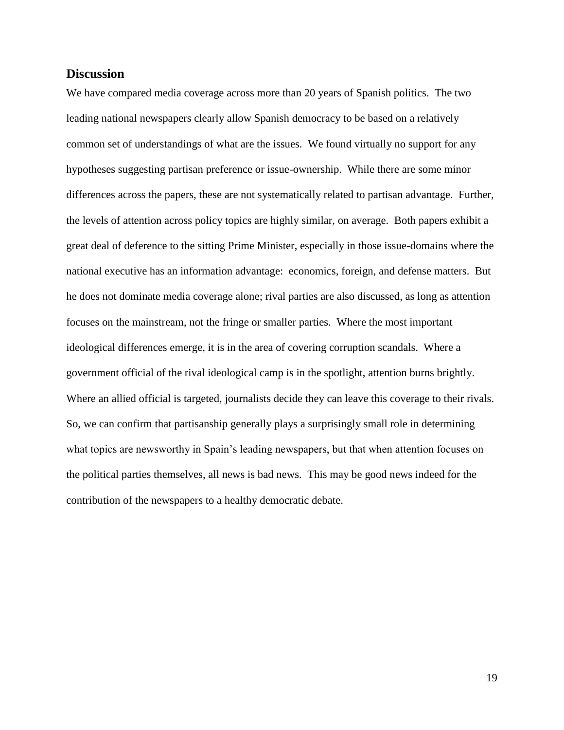## Discussion

We have compared media coverage across more than 20 years of Spanish politics. The two leading national newspapers clearly allow Spanish democracy to be based on a relatively common set of understandings of what are the issues. We found virtually no support for any hypotheses suggesting partisan preference or issue-ownership. While there are some minor differences across the papers, these are not systematically related to partisan advantage. Further, the levels of attention across policy topics are highly similar, on average. Both papers exhibit a great deal of deference to the sitting Prime Minister, especially in those issue-domains where the national executive has an information advantage: economics, foreign, and defense matters. But he does not dominate media coverage alone; rival parties are also discussed, as long as attention focuses on the mainstream, not the fringe or smaller parties. Where the most important ideological differences emerge, it is in the area of covering corruption scandals. Where a government official of the rival ideological camp is in the spotlight, attention burns brightly. Where an allied official is targeted, journalists decide they can leave this coverage to their rivals. So, we can confirm that partisanship generally plays a surprisingly small role in determining what topics are newsworthy in Spain's leading newspapers, but that when attention focuses on the political parties themselves, all news is bad news. This may be good news indeed for the contribution of the newspapers to a healthy democratic debate.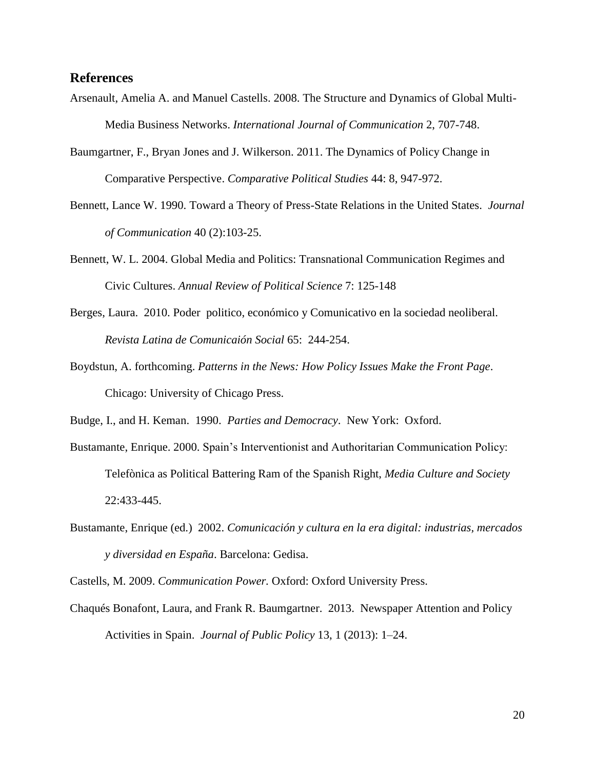## References

Arsenault, Amelia A. and Manuel Castells. 2008. The Structure and Dynamics of Global Multi-Media Business Networks. *International Journal of Communication* 2, 707-748.

Baumgartner, F., Bryan Jones and J. Wilkerson. 2011. The Dynamics of Policy Change in Comparative Perspective. *Comparative Political Studies* 44: 8, 947-972.

Bennett, Lance W. 1990. Toward a Theory of Press-State Relations in the United States. *Journal of Communication* 40 (2):103-25.

Bennett, W. L. 2004. Global Media and Politics: Transnational Communication Regimes and Civic Cultures. *Annual Review of Political Science* 7: 125-148

Berges, Laura. 2010. Poder politico, económico y Comunicativo en la sociedad neoliberal. *Revista Latina de Comunicaión Social* 65: 244-254.

Boydstun, A. forthcoming. *Patterns in the News: How Policy Issues Make the Front Page*. Chicago: University of Chicago Press.

Budge, I., and H. Keman. 1990. *Parties and Democracy*. New York: Oxford.

Bustamante, Enrique. 2000. Spain's Interventionist and Authoritarian Communication Policy: Telefònica as Political Battering Ram of the Spanish Right, *Media Culture and Society* 22:433-445.

Bustamante, Enrique (ed.) 2002. *Comunicación y cultura en la era digital: industrias, mercados y diversidad en España*. Barcelona: Gedisa.

Castells, M. 2009. *Communication Power.* Oxford: Oxford University Press.

Chaqués Bonafont, Laura, and Frank R. Baumgartner. 2013. Newspaper Attention and Policy Activities in Spain. *Journal of Public Policy* 13, 1 (2013): 1–24.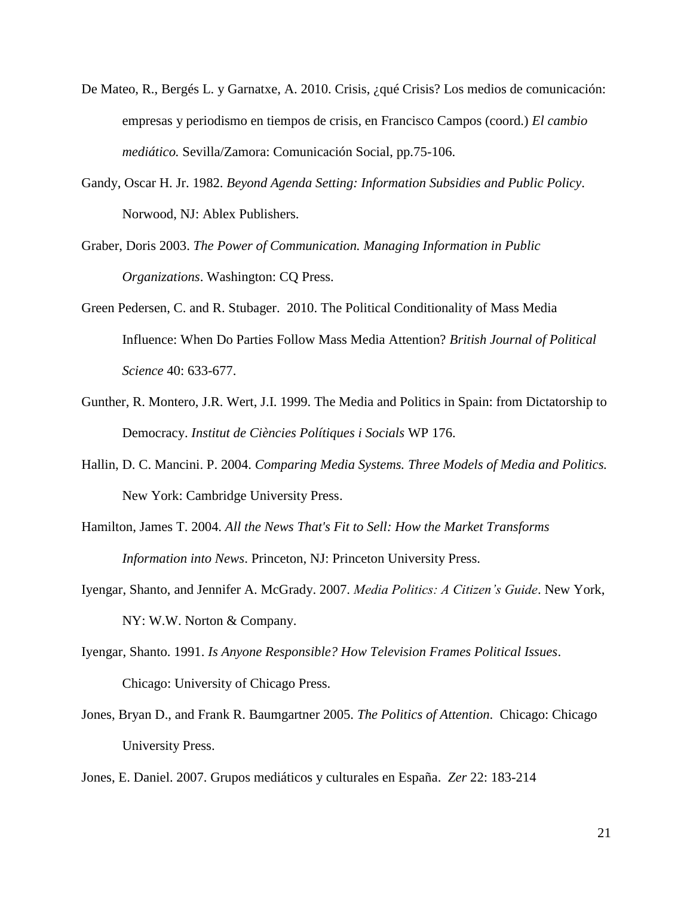De Mateo, R., Bergés L. y Garnatxe, A. 2010. Crisis, ¿qué Crisis? Los medios de comunicación: empresas y periodismo en tiempos de crisis, en Francisco Campos (coord.) *El cambio mediático.* Sevilla/Zamora: Comunicación Social, pp.75-106.

Gandy, Oscar H. Jr. 1982. *Beyond Agenda Setting: Information Subsidies and Public Policy*. Norwood, NJ: Ablex Publishers.

Graber, Doris 2003. *The Power of Communication. Managing Information in Public Organizations*. Washington: CQ Press.

Green Pedersen, C. and R. Stubager. 2010. The Political Conditionality of Mass Media Influence: When Do Parties Follow Mass Media Attention? *British Journal of Political Science* 40: 633-677.

Gunther, R. Montero, J.R. Wert, J.I. 1999. The Media and Politics in Spain: from Dictatorship to Democracy. *Institut de Ciències Polítiques i Socials* WP 176.

Hallin, D. C. Mancini. P. 2004. *Comparing Media Systems. Three Models of Media and Politics.* New York: Cambridge University Press.

Hamilton, James T. 2004. *All the News That's Fit to Sell: How the Market Transforms Information into News*. Princeton, NJ: Princeton University Press.

Iyengar, Shanto, and Jennifer A. McGrady. 2007. *Media Politics: A Citizen's Guide*. New York, NY: W.W. Norton & Company.

Iyengar, Shanto. 1991. *Is Anyone Responsible? How Television Frames Political Issues*. Chicago: University of Chicago Press.

Jones, Bryan D., and Frank R. Baumgartner 2005. *The Politics of Attention*. Chicago: Chicago University Press.

Jones, E. Daniel. 2007. Grupos mediáticos y culturales en España. *Zer* 22: 183-214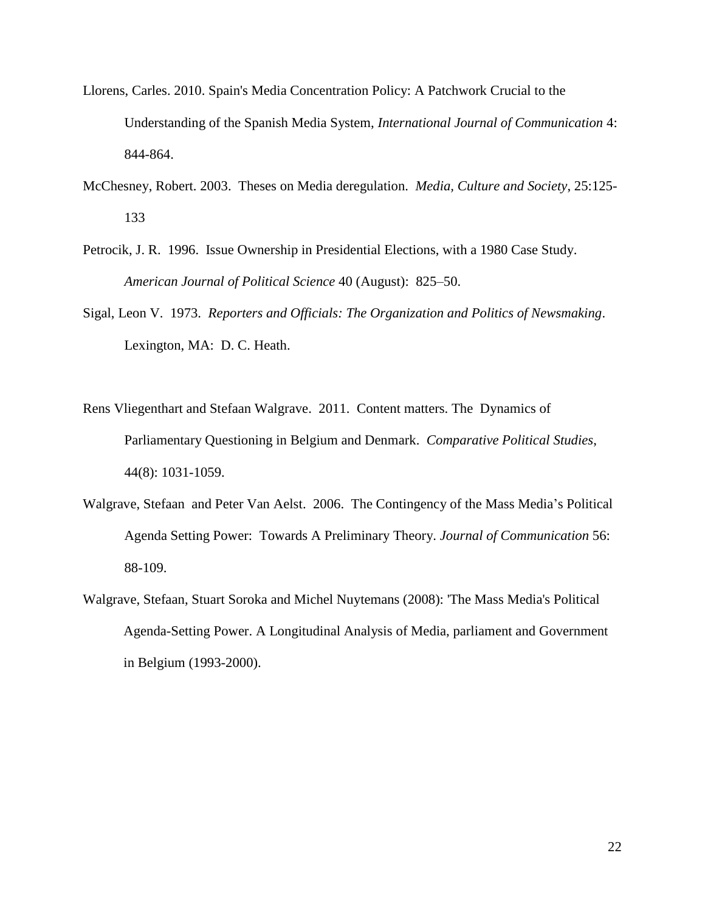Llorens, Carles. 2010. Spain's Media Concentration Policy: A Patchwork Crucial to the Understanding of the Spanish Media System, *International Journal of Communication* 4: 844-864.

McChesney, Robert. 2003. Theses on Media deregulation. *Media, Culture and Society*, 25:125-133

Petrocik, J. R. 1996. Issue Ownership in Presidential Elections, with a 1980 Case Study. *American Journal of Political Science* 40 (August): 825–50.

Sigal, Leon V. 1973. *Reporters and Officials: The Organization and Politics of Newsmaking*. Lexington, MA: D. C. Heath.

Rens Vliegenthart and Stefaan Walgrave. 2011. Content matters. The Dynamics of Parliamentary Questioning in Belgium and Denmark. *Comparative Political Studies*, 44(8): 1031-1059.

Walgrave, Stefaan and Peter Van Aelst. 2006. The Contingency of the Mass Media's Political Agenda Setting Power: Towards A Preliminary Theory. *Journal of Communication* 56: 88-109.

Walgrave, Stefaan, Stuart Soroka and Michel Nuytemans (2008): 'The Mass Media's Political Agenda-Setting Power. A Longitudinal Analysis of Media, parliament and Government in Belgium (1993-2000).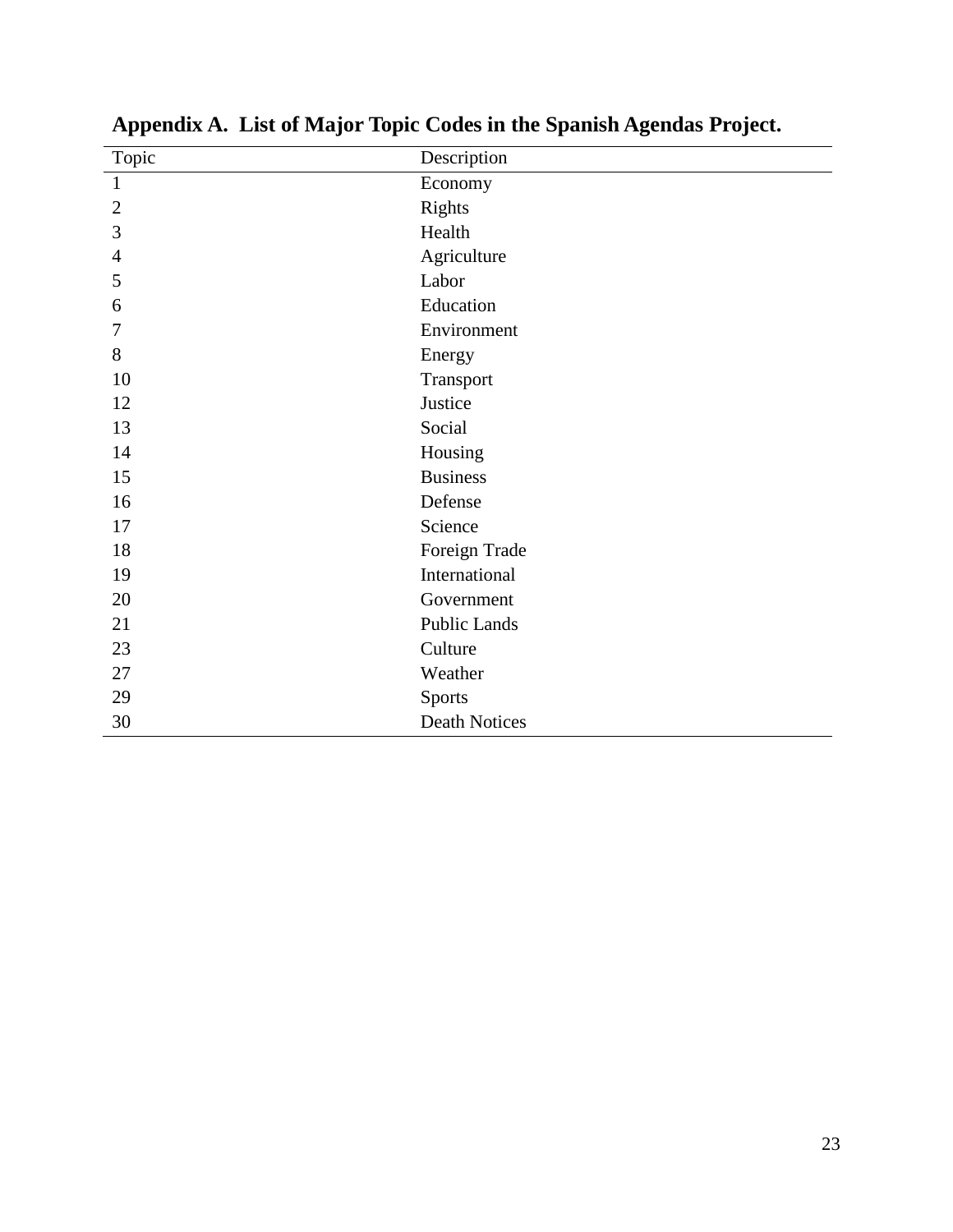**Appendix A. List of Major Topic Codes in the Spanish Agendas Project.**

| Topic | Description |
|---|---|
| 1 | Economy |
| 2 | Rights |
| 3 | Health |
| 4 | Agriculture |
| 5 | Labor |
| 6 | Education |
| 7 | Environment |
| 8 | Energy |
| 10 | Transport |
| 12 | Justice |
| 13 | Social |
| 14 | Housing |
| 15 | Business |
| 16 | Defense |
| 17 | Science |
| 18 | Foreign Trade |
| 19 | International |
| 20 | Government |
| 21 | Public Lands |
| 23 | Culture |
| 27 | Weather |
| 29 | Sports |
| 30 | Death Notices |